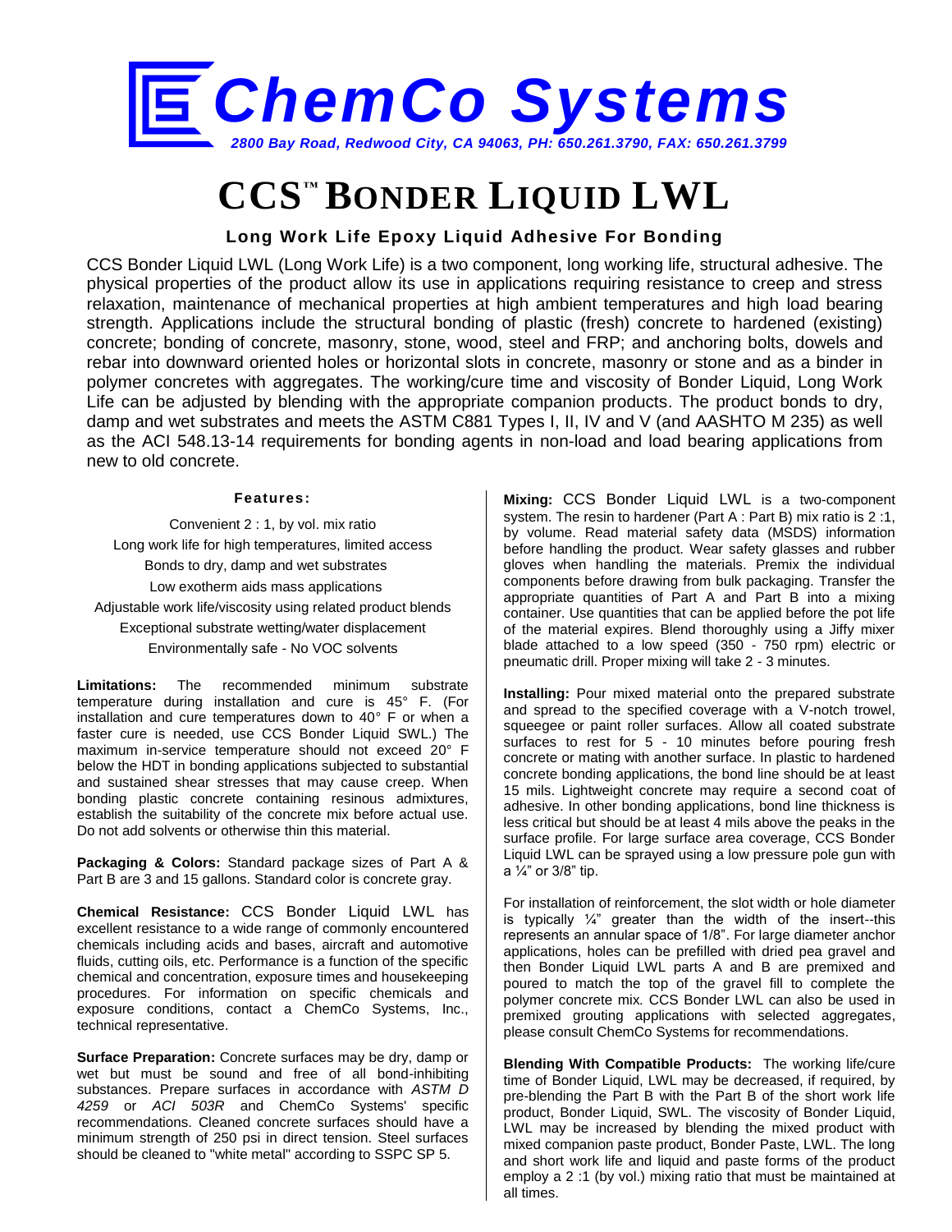# ChemCo Systems

*2800 Bay Road, Redwood City, CA 94063, PH: 650.261.3790, FAX: 650.261.3799*

# CCS™ BONDER LIQUID LWL

## Long Work Life Epoxy Liquid Adhesive For Bonding

CCS Bonder Liquid LWL (Long Work Life) is a two component, long working life, structural adhesive. The physical properties of the product allow its use in applications requiring resistance to creep and stress relaxation, maintenance of mechanical properties at high ambient temperatures and high load bearing strength. Applications include the structural bonding of plastic (fresh) concrete to hardened (existing) concrete; bonding of concrete, masonry, stone, wood, steel and FRP; and anchoring bolts, dowels and rebar into downward oriented holes or horizontal slots in concrete, masonry or stone and as a binder in polymer concretes with aggregates. The working/cure time and viscosity of Bonder Liquid, Long Work Life can be adjusted by blending with the appropriate companion products. The product bonds to dry, damp and wet substrates and meets the ASTM C881 Types I, II, IV and V (and AASHTO M 235) as well as the ACI 548.13-14 requirements for bonding agents in non-load and load bearing applications from new to old concrete.

### Features:

- Convenient 2 : 1, by vol. mix ratio
- Long work life for high temperatures, limited access
- Bonds to dry, damp and wet substrates
- Low exotherm aids mass applications
- Adjustable work life/viscosity using related product blends
- Exceptional substrate wetting/water displacement
- Environmentally safe - No VOC solvents

**Limitations:** The recommended minimum substrate temperature during installation and cure is 45° F. (For installation and cure temperatures down to 40° F or when a faster cure is needed, use CCS Bonder Liquid SWL.) The maximum in-service temperature should not exceed 20° F below the HDT in bonding applications subjected to substantial and sustained shear stresses that may cause creep. When bonding plastic concrete containing resinous admixtures, establish the suitability of the concrete mix before actual use. Do not add solvents or otherwise thin this material.

**Packaging & Colors:** Standard package sizes of Part A & Part B are 3 and 15 gallons. Standard color is concrete gray.

**Chemical Resistance:** CCS Bonder Liquid LWL has excellent resistance to a wide range of commonly encountered chemicals including acids and bases, aircraft and automotive fluids, cutting oils, etc. Performance is a function of the specific chemical and concentration, exposure times and housekeeping procedures. For information on specific chemicals and exposure conditions, contact a ChemCo Systems, Inc., technical representative.

**Surface Preparation:** Concrete surfaces may be dry, damp or wet but must be sound and free of all bond-inhibiting substances. Prepare surfaces in accordance with *ASTM D 4259* or *ACI 503R* and ChemCo Systems' specific recommendations. Cleaned concrete surfaces should have a minimum strength of 250 psi in direct tension. Steel surfaces should be cleaned to "white metal" according to SSPC SP 5.

**Mixing:** CCS Bonder Liquid LWL is a two-component system. The resin to hardener (Part A : Part B) mix ratio is 2 :1, by volume. Read material safety data (MSDS) information before handling the product. Wear safety glasses and rubber gloves when handling the materials. Premix the individual components before drawing from bulk packaging. Transfer the appropriate quantities of Part A and Part B into a mixing container. Use quantities that can be applied before the pot life of the material expires. Blend thoroughly using a Jiffy mixer blade attached to a low speed (350 - 750 rpm) electric or pneumatic drill. Proper mixing will take 2 - 3 minutes.

**Installing:** Pour mixed material onto the prepared substrate and spread to the specified coverage with a V-notch trowel, squeegee or paint roller surfaces. Allow all coated substrate surfaces to rest for 5 - 10 minutes before pouring fresh concrete or mating with another surface. In plastic to hardened concrete bonding applications, the bond line should be at least 15 mils. Lightweight concrete may require a second coat of adhesive. In other bonding applications, bond line thickness is less critical but should be at least 4 mils above the peaks in the surface profile. For large surface area coverage, CCS Bonder Liquid LWL can be sprayed using a low pressure pole gun with a ¼" or 3/8" tip.

For installation of reinforcement, the slot width or hole diameter is typically ¼" greater than the width of the insert--this represents an annular space of 1/8". For large diameter anchor applications, holes can be prefilled with dried pea gravel and then Bonder Liquid LWL parts A and B are premixed and poured to match the top of the gravel fill to complete the polymer concrete mix. CCS Bonder LWL can also be used in premixed grouting applications with selected aggregates, please consult ChemCo Systems for recommendations.

**Blending With Compatible Products:** The working life/cure time of Bonder Liquid, LWL may be decreased, if required, by pre-blending the Part B with the Part B of the short work life product, Bonder Liquid, SWL. The viscosity of Bonder Liquid, LWL may be increased by blending the mixed product with mixed companion paste product, Bonder Paste, LWL. The long and short work life and liquid and paste forms of the product employ a 2 :1 (by vol.) mixing ratio that must be maintained at all times.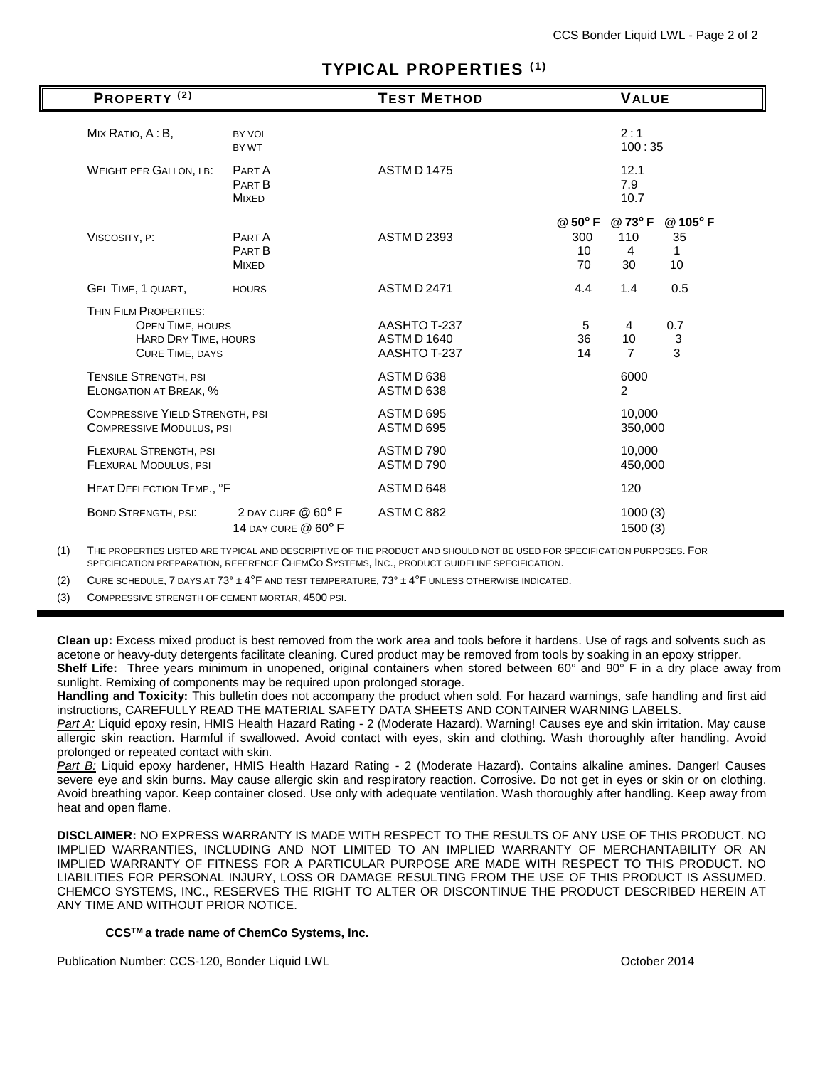# TYPICAL PROPERTIES [(1)]

| PROPERTY [(2)] | | TEST METHOD | VALUE | | |
|---|---|---|---|---|---|
| MIX RATIO, A : B, | BY VOL | | | 2 : 1 | |
| | BY WT | | | 100 : 35 | |
| WEIGHT PER GALLON, LB: | PART A | ASTM D 1475 | | 12.1 | |
| | PART B | | | 7.9 | |
| | MIXED | | | 10.7 | |
| | | | @ 50° F | @ 73° F | @ 105° F |
| VISCOSITY, P: | PART A | ASTM D 2393 | 300 | 110 | 35 |
| | PART B | | 10 | 4 | 1 |
| | MIXED | | 70 | 30 | 10 |
| GEL TIME, 1 QUART, | HOURS | ASTM D 2471 | 4.4 | 1.4 | 0.5 |
| THIN FILM PROPERTIES: | | | | | |
| OPEN TIME, HOURS | | AASHTO T-237 | 5 | 4 | 0.7 |
| HARD DRY TIME, HOURS | | ASTM D 1640 | 36 | 10 | 3 |
| CURE TIME, DAYS | | AASHTO T-237 | 14 | 7 | 3 |
| TENSILE STRENGTH, PSI | | ASTM D 638 | | 6000 | |
| ELONGATION AT BREAK, % | | ASTM D 638 | | 2 | |
| COMPRESSIVE YIELD STRENGTH, PSI | | ASTM D 695 | | 10,000 | |
| COMPRESSIVE MODULUS, PSI | | ASTM D 695 | | 350,000 | |
| FLEXURAL STRENGTH, PSI | | ASTM D 790 | | 10,000 | |
| FLEXURAL MODULUS, PSI | | ASTM D 790 | | 450,000 | |
| HEAT DEFLECTION TEMP., °F | | ASTM D 648 | | 120 | |
| BOND STRENGTH, PSI: | 2 DAY CURE @ 60° F | ASTM C 882 | | 1000 (3) | |
| | 14 DAY CURE @ 60° F | | | 1500 (3) | |

(1) THE PROPERTIES LISTED ARE TYPICAL AND DESCRIPTIVE OF THE PRODUCT AND SHOULD NOT BE USED FOR SPECIFICATION PURPOSES. FOR SPECIFICATION PREPARATION, REFERENCE CHEMCO SYSTEMS, INC., PRODUCT GUIDELINE SPECIFICATION.

(2) CURE SCHEDULE, 7 DAYS AT 73° ± 4°F AND TEST TEMPERATURE, 73° ± 4°F UNLESS OTHERWISE INDICATED.

(3) COMPRESSIVE STRENGTH OF CEMENT MORTAR, 4500 PSI.

**Clean up:** Excess mixed product is best removed from the work area and tools before it hardens. Use of rags and solvents such as acetone or heavy-duty detergents facilitate cleaning. Cured product may be removed from tools by soaking in an epoxy stripper.
**Shelf Life:** Three years minimum in unopened, original containers when stored between 60° and 90° F in a dry place away from sunlight. Remixing of components may be required upon prolonged storage.
**Handling and Toxicity:** This bulletin does not accompany the product when sold. For hazard warnings, safe handling and first aid instructions, CAREFULLY READ THE MATERIAL SAFETY DATA SHEETS AND CONTAINER WARNING LABELS.
*Part A:* Liquid epoxy resin, HMIS Health Hazard Rating - 2 (Moderate Hazard). Warning! Causes eye and skin irritation. May cause allergic skin reaction. Harmful if swallowed. Avoid contact with eyes, skin and clothing. Wash thoroughly after handling. Avoid prolonged or repeated contact with skin.
*Part B:* Liquid epoxy hardener, HMIS Health Hazard Rating - 2 (Moderate Hazard). Contains alkaline amines. Danger! Causes severe eye and skin burns. May cause allergic skin and respiratory reaction. Corrosive. Do not get in eyes or skin or on clothing. Avoid breathing vapor. Keep container closed. Use only with adequate ventilation. Wash thoroughly after handling. Keep away from heat and open flame.

**DISCLAIMER:** NO EXPRESS WARRANTY IS MADE WITH RESPECT TO THE RESULTS OF ANY USE OF THIS PRODUCT. NO IMPLIED WARRANTIES, INCLUDING AND NOT LIMITED TO AN IMPLIED WARRANTY OF MERCHANTABILITY OR AN IMPLIED WARRANTY OF FITNESS FOR A PARTICULAR PURPOSE ARE MADE WITH RESPECT TO THIS PRODUCT. NO LIABILITIES FOR PERSONAL INJURY, LOSS OR DAMAGE RESULTING FROM THE USE OF THIS PRODUCT IS ASSUMED. CHEMCO SYSTEMS, INC., RESERVES THE RIGHT TO ALTER OR DISCONTINUE THE PRODUCT DESCRIBED HEREIN AT ANY TIME AND WITHOUT PRIOR NOTICE.

**CCS™ a trade name of ChemCo Systems, Inc.**

Publication Number: CCS-120, Bonder Liquid LWL — October 2014